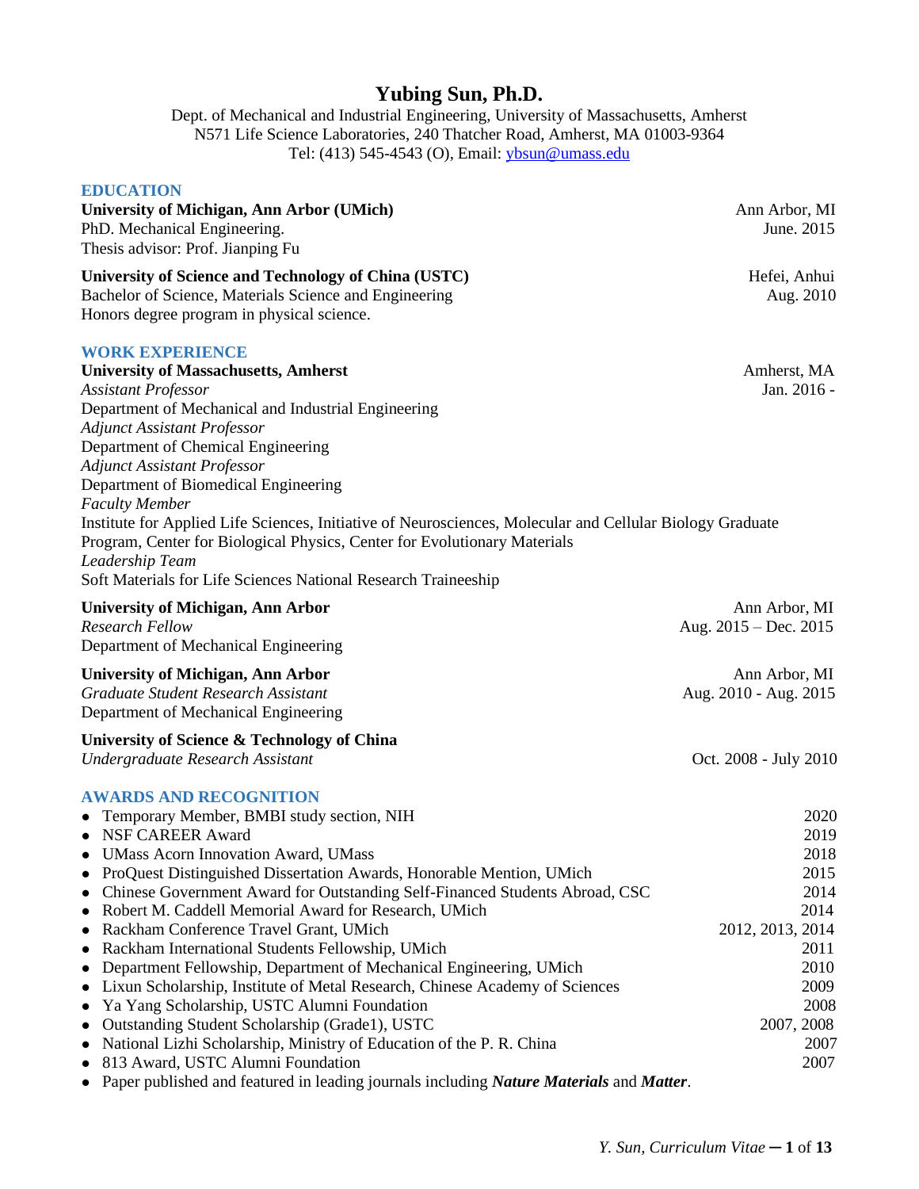# Yubing Sun, Ph.D.

Dept. of Mechanical and Industrial Engineering, University of Massachusetts, Amherst
N571 Life Science Laboratories, 240 Thatcher Road, Amherst, MA 01003-9364
Tel: (413) 545-4543 (O), Email: ybsun@umass.edu

## EDUCATION

**University of Michigan, Ann Arbor (UMich)** — Ann Arbor, MI
PhD. Mechanical Engineering. — June. 2015
Thesis advisor: Prof. Jianping Fu

**University of Science and Technology of China (USTC)** — Hefei, Anhui
Bachelor of Science, Materials Science and Engineering — Aug. 2010
Honors degree program in physical science.

## WORK EXPERIENCE

**University of Massachusetts, Amherst** — Amherst, MA
*Assistant Professor* — Jan. 2016 -
Department of Mechanical and Industrial Engineering
*Adjunct Assistant Professor*
Department of Chemical Engineering
*Adjunct Assistant Professor*
Department of Biomedical Engineering
*Faculty Member*
Institute for Applied Life Sciences, Initiative of Neurosciences, Molecular and Cellular Biology Graduate Program, Center for Biological Physics, Center for Evolutionary Materials
*Leadership Team*
Soft Materials for Life Sciences National Research Traineeship

**University of Michigan, Ann Arbor** — Ann Arbor, MI
*Research Fellow* — Aug. 2015 – Dec. 2015
Department of Mechanical Engineering

**University of Michigan, Ann Arbor** — Ann Arbor, MI
*Graduate Student Research Assistant* — Aug. 2010 - Aug. 2015
Department of Mechanical Engineering

**University of Science & Technology of China**
*Undergraduate Research Assistant* — Oct. 2008 - July 2010

## AWARDS AND RECOGNITION

- Temporary Member, BMBI study section, NIH — 2020
- NSF CAREER Award — 2019
- UMass Acorn Innovation Award, UMass — 2018
- ProQuest Distinguished Dissertation Awards, Honorable Mention, UMich — 2015
- Chinese Government Award for Outstanding Self-Financed Students Abroad, CSC — 2014
- Robert M. Caddell Memorial Award for Research, UMich — 2014
- Rackham Conference Travel Grant, UMich — 2012, 2013, 2014
- Rackham International Students Fellowship, UMich — 2011
- Department Fellowship, Department of Mechanical Engineering, UMich — 2010
- Lixun Scholarship, Institute of Metal Research, Chinese Academy of Sciences — 2009
- Ya Yang Scholarship, USTC Alumni Foundation — 2008
- Outstanding Student Scholarship (Grade1), USTC — 2007, 2008
- National Lizhi Scholarship, Ministry of Education of the P. R. China — 2007
- 813 Award, USTC Alumni Foundation — 2007
- Paper published and featured in leading journals including ***Nature Materials*** and ***Matter***.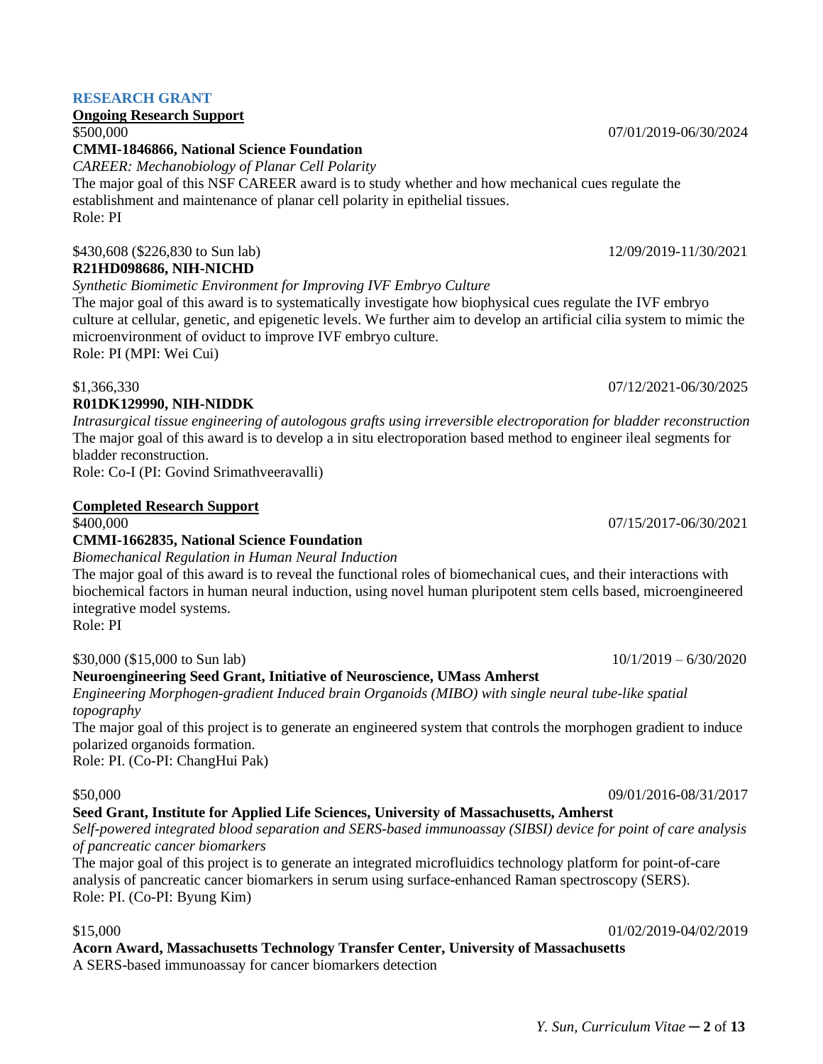## RESEARCH GRANT

**Ongoing Research Support**

$500,000 07/01/2019-06/30/2024

**CMMI-1846866, National Science Foundation**

*CAREER: Mechanobiology of Planar Cell Polarity*

The major goal of this NSF CAREER award is to study whether and how mechanical cues regulate the establishment and maintenance of planar cell polarity in epithelial tissues.

Role: PI

$430,608 ($226,830 to Sun lab) 12/09/2019-11/30/2021

**R21HD098686, NIH-NICHD**

*Synthetic Biomimetic Environment for Improving IVF Embryo Culture*

The major goal of this award is to systematically investigate how biophysical cues regulate the IVF embryo culture at cellular, genetic, and epigenetic levels. We further aim to develop an artificial cilia system to mimic the microenvironment of oviduct to improve IVF embryo culture.

Role: PI (MPI: Wei Cui)

$1,366,330 07/12/2021-06/30/2025

**R01DK129990, NIH-NIDDK**

*Intrasurgical tissue engineering of autologous grafts using irreversible electroporation for bladder reconstruction*

The major goal of this award is to develop a in situ electroporation based method to engineer ileal segments for bladder reconstruction.

Role: Co-I (PI: Govind Srimathveeravalli)

**Completed Research Support**

$400,000 07/15/2017-06/30/2021

**CMMI-1662835, National Science Foundation**

*Biomechanical Regulation in Human Neural Induction*

The major goal of this award is to reveal the functional roles of biomechanical cues, and their interactions with biochemical factors in human neural induction, using novel human pluripotent stem cells based, microengineered integrative model systems.

Role: PI

$30,000 ($15,000 to Sun lab) 10/1/2019 – 6/30/2020

**Neuroengineering Seed Grant, Initiative of Neuroscience, UMass Amherst**

*Engineering Morphogen-gradient Induced brain Organoids (MIBO) with single neural tube-like spatial topography*

The major goal of this project is to generate an engineered system that controls the morphogen gradient to induce polarized organoids formation.

Role: PI. (Co-PI: ChangHui Pak)

$50,000 09/01/2016-08/31/2017

**Seed Grant, Institute for Applied Life Sciences, University of Massachusetts, Amherst**

*Self-powered integrated blood separation and SERS-based immunoassay (SIBSI) device for point of care analysis of pancreatic cancer biomarkers*

The major goal of this project is to generate an integrated microfluidics technology platform for point-of-care analysis of pancreatic cancer biomarkers in serum using surface-enhanced Raman spectroscopy (SERS).

Role: PI. (Co-PI: Byung Kim)

$15,000 01/02/2019-04/02/2019

**Acorn Award, Massachusetts Technology Transfer Center, University of Massachusetts**

A SERS-based immunoassay for cancer biomarkers detection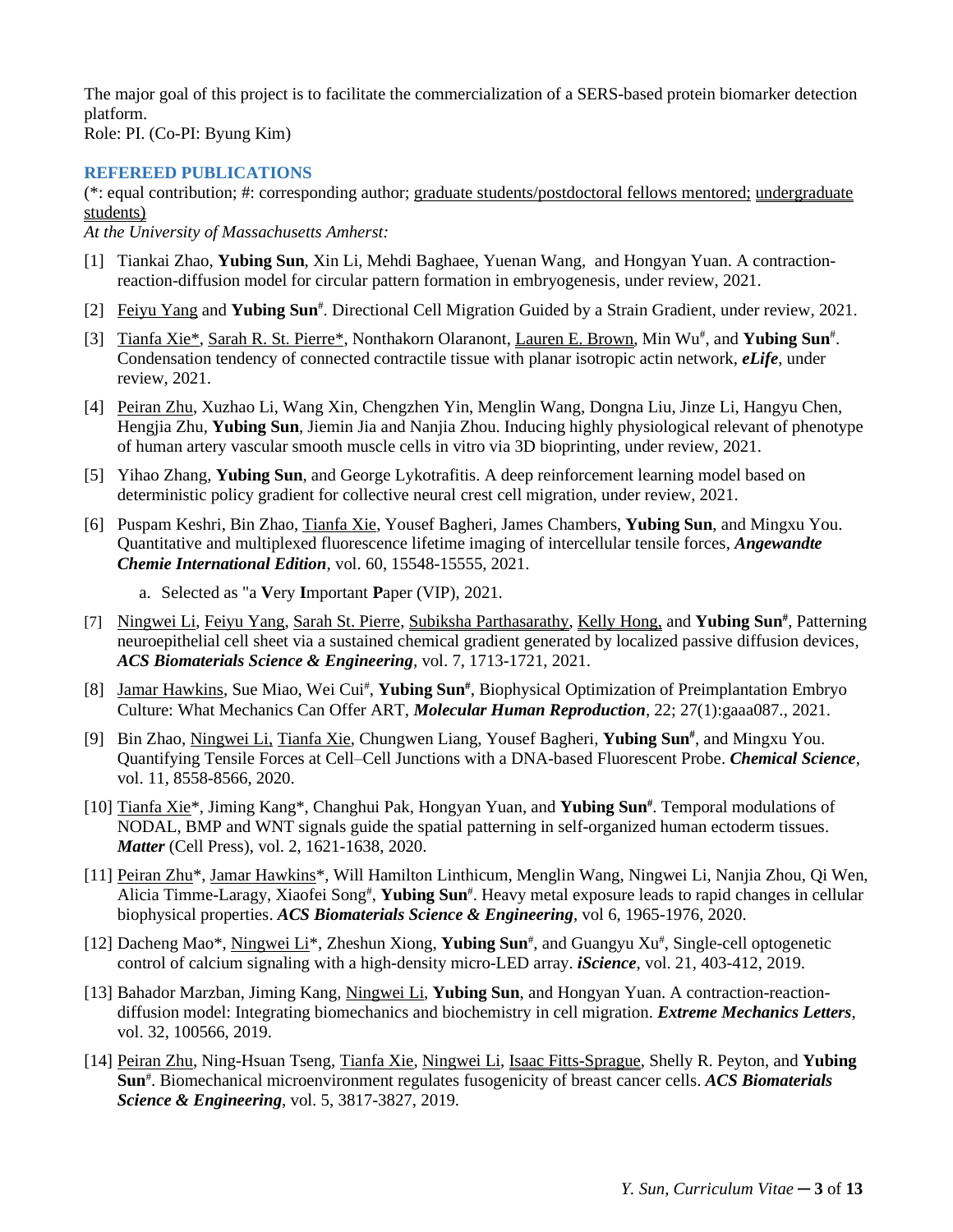The major goal of this project is to facilitate the commercialization of a SERS-based protein biomarker detection platform.
Role: PI. (Co-PI: Byung Kim)

## REFEREED PUBLICATIONS

(*: equal contribution; #: corresponding author; graduate students/postdoctoral fellows mentored; undergraduate students)

*At the University of Massachusetts Amherst:*

[1] Tiankai Zhao, **Yubing Sun**, Xin Li, Mehdi Baghaee, Yuenan Wang, and Hongyan Yuan. A contraction-reaction-diffusion model for circular pattern formation in embryogenesis, under review, 2021.

[2] Feiyu Yang and **Yubing Sun**#. Directional Cell Migration Guided by a Strain Gradient, under review, 2021.

[3] Tianfa Xie*, Sarah R. St. Pierre*, Nonthakorn Olaranont, Lauren E. Brown, Min Wu#, and **Yubing Sun**#. Condensation tendency of connected contractile tissue with planar isotropic actin network, ***eLife***, under review, 2021.

[4] Peiran Zhu, Xuzhao Li, Wang Xin, Chengzhen Yin, Menglin Wang, Dongna Liu, Jinze Li, Hangyu Chen, Hengjia Zhu, **Yubing Sun**, Jiemin Jia and Nanjia Zhou. Inducing highly physiological relevant of phenotype of human artery vascular smooth muscle cells in vitro via 3D bioprinting, under review, 2021.

[5] Yihao Zhang, **Yubing Sun**, and George Lykotrafitis. A deep reinforcement learning model based on deterministic policy gradient for collective neural crest cell migration, under review, 2021.

[6] Puspam Keshri, Bin Zhao, Tianfa Xie, Yousef Bagheri, James Chambers, **Yubing Sun**, and Mingxu You. Quantitative and multiplexed fluorescence lifetime imaging of intercellular tensile forces, ***Angewandte Chemie International Edition***, vol. 60, 15548-15555, 2021.

   a. Selected as "a **V**ery **I**mportant **P**aper (VIP), 2021.

[7] Ningwei Li, Feiyu Yang, Sarah St. Pierre, Subiksha Parthasarathy, Kelly Hong, and **Yubing Sun**#, Patterning neuroepithelial cell sheet via a sustained chemical gradient generated by localized passive diffusion devices, ***ACS Biomaterials Science & Engineering***, vol. 7, 1713-1721, 2021.

[8] Jamar Hawkins, Sue Miao, Wei Cui#, **Yubing Sun**#, Biophysical Optimization of Preimplantation Embryo Culture: What Mechanics Can Offer ART, ***Molecular Human Reproduction***, 22; 27(1):gaaa087., 2021.

[9] Bin Zhao, Ningwei Li, Tianfa Xie, Chungwen Liang, Yousef Bagheri, **Yubing Sun**#, and Mingxu You. Quantifying Tensile Forces at Cell–Cell Junctions with a DNA-based Fluorescent Probe. ***Chemical Science***, vol. 11, 8558-8566, 2020.

[10] Tianfa Xie*, Jiming Kang*, Changhui Pak, Hongyan Yuan, and **Yubing Sun**#. Temporal modulations of NODAL, BMP and WNT signals guide the spatial patterning in self-organized human ectoderm tissues. ***Matter*** (Cell Press), vol. 2, 1621-1638, 2020.

[11] Peiran Zhu*, Jamar Hawkins*, Will Hamilton Linthicum, Menglin Wang, Ningwei Li, Nanjia Zhou, Qi Wen, Alicia Timme-Laragy, Xiaofei Song#, **Yubing Sun**#. Heavy metal exposure leads to rapid changes in cellular biophysical properties. ***ACS Biomaterials Science & Engineering***, vol 6, 1965-1976, 2020.

[12] Dacheng Mao*, Ningwei Li*, Zheshun Xiong, **Yubing Sun**#, and Guangyu Xu#, Single-cell optogenetic control of calcium signaling with a high-density micro-LED array. ***iScience***, vol. 21, 403-412, 2019.

[13] Bahador Marzban, Jiming Kang, Ningwei Li, **Yubing Sun**, and Hongyan Yuan. A contraction-reaction-diffusion model: Integrating biomechanics and biochemistry in cell migration. ***Extreme Mechanics Letters***, vol. 32, 100566, 2019.

[14] Peiran Zhu, Ning-Hsuan Tseng, Tianfa Xie, Ningwei Li, Isaac Fitts-Sprague, Shelly R. Peyton, and **Yubing Sun**#. Biomechanical microenvironment regulates fusogenicity of breast cancer cells. ***ACS Biomaterials Science & Engineering***, vol. 5, 3817-3827, 2019.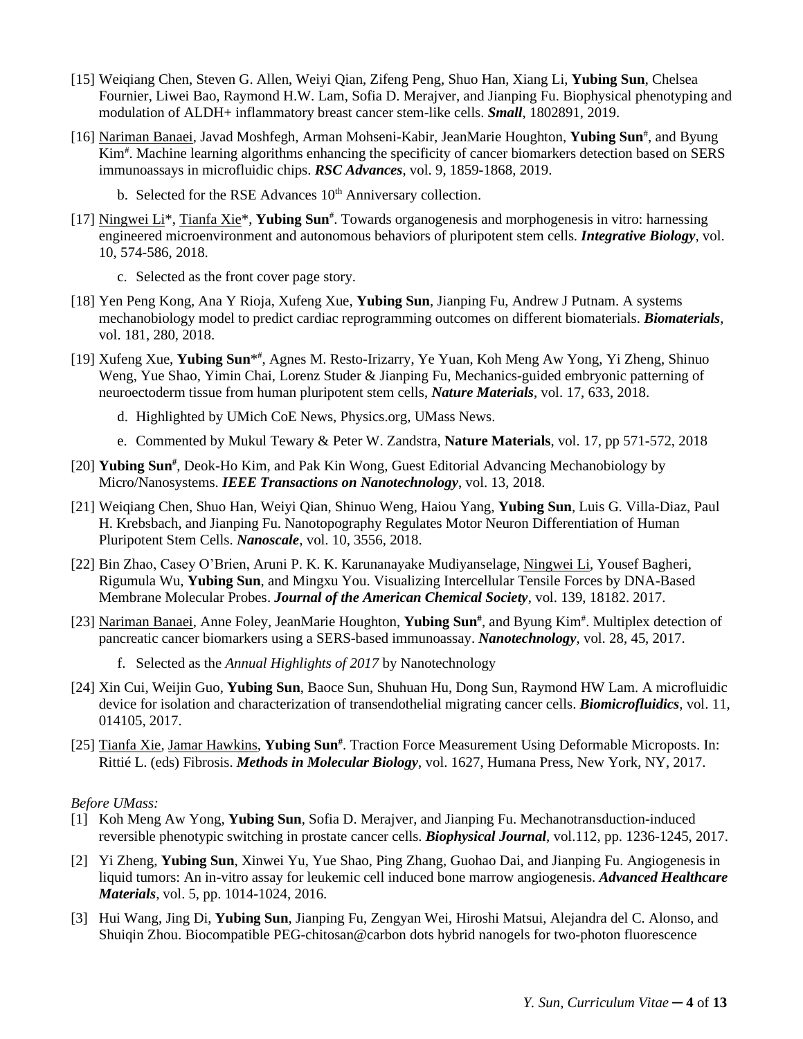[15] Weiqiang Chen, Steven G. Allen, Weiyi Qian, Zifeng Peng, Shuo Han, Xiang Li, **Yubing Sun**, Chelsea Fournier, Liwei Bao, Raymond H.W. Lam, Sofia D. Merajver, and Jianping Fu. Biophysical phenotyping and modulation of ALDH+ inflammatory breast cancer stem-like cells. ***Small***, 1802891, 2019.

[16] Nariman Banaei, Javad Moshfegh, Arman Mohseni-Kabir, JeanMarie Houghton, **Yubing Sun**[#], and Byung Kim[#]. Machine learning algorithms enhancing the specificity of cancer biomarkers detection based on SERS immunoassays in microfluidic chips. ***RSC Advances***, vol. 9, 1859-1868, 2019.

   b. Selected for the RSE Advances 10[th] Anniversary collection.

[17] Ningwei Li*, Tianfa Xie*, **Yubing Sun**[#]. Towards organogenesis and morphogenesis in vitro: harnessing engineered microenvironment and autonomous behaviors of pluripotent stem cells. ***Integrative Biology***, vol. 10, 574-586, 2018.

   c. Selected as the front cover page story.

[18] Yen Peng Kong, Ana Y Rioja, Xufeng Xue, **Yubing Sun**, Jianping Fu, Andrew J Putnam. A systems mechanobiology model to predict cardiac reprogramming outcomes on different biomaterials. ***Biomaterials***, vol. 181, 280, 2018.

[19] Xufeng Xue, **Yubing Sun***[#], Agnes M. Resto-Irizarry, Ye Yuan, Koh Meng Aw Yong, Yi Zheng, Shinuo Weng, Yue Shao, Yimin Chai, Lorenz Studer & Jianping Fu, Mechanics-guided embryonic patterning of neuroectoderm tissue from human pluripotent stem cells, ***Nature Materials***, vol. 17, 633, 2018.

   d. Highlighted by UMich CoE News, Physics.org, UMass News.

   e. Commented by Mukul Tewary & Peter W. Zandstra, **Nature Materials**, vol. 17, pp 571-572, 2018

[20] **Yubing Sun**[#], Deok-Ho Kim, and Pak Kin Wong, Guest Editorial Advancing Mechanobiology by Micro/Nanosystems. ***IEEE Transactions on Nanotechnology***, vol. 13, 2018.

[21] Weiqiang Chen, Shuo Han, Weiyi Qian, Shinuo Weng, Haiou Yang, **Yubing Sun**, Luis G. Villa-Diaz, Paul H. Krebsbach, and Jianping Fu. Nanotopography Regulates Motor Neuron Differentiation of Human Pluripotent Stem Cells. ***Nanoscale***, vol. 10, 3556, 2018.

[22] Bin Zhao, Casey O'Brien, Aruni P. K. K. Karunanayake Mudiyanselage, Ningwei Li, Yousef Bagheri, Rigumula Wu, **Yubing Sun**, and Mingxu You. Visualizing Intercellular Tensile Forces by DNA-Based Membrane Molecular Probes. ***Journal of the American Chemical Society***, vol. 139, 18182. 2017.

[23] Nariman Banaei, Anne Foley, JeanMarie Houghton, **Yubing Sun**[#], and Byung Kim[#]. Multiplex detection of pancreatic cancer biomarkers using a SERS-based immunoassay. ***Nanotechnology***, vol. 28, 45, 2017.

   f. Selected as the *Annual Highlights of 2017* by Nanotechnology

[24] Xin Cui, Weijin Guo, **Yubing Sun**, Baoce Sun, Shuhuan Hu, Dong Sun, Raymond HW Lam. A microfluidic device for isolation and characterization of transendothelial migrating cancer cells. ***Biomicrofluidics***, vol. 11, 014105, 2017.

[25] Tianfa Xie, Jamar Hawkins, **Yubing Sun**[#]. Traction Force Measurement Using Deformable Microposts. In: Rittié L. (eds) Fibrosis. ***Methods in Molecular Biology***, vol. 1627, Humana Press, New York, NY, 2017.

*Before UMass:*

[1] Koh Meng Aw Yong, **Yubing Sun**, Sofia D. Merajver, and Jianping Fu. Mechanotransduction-induced reversible phenotypic switching in prostate cancer cells. ***Biophysical Journal***, vol.112, pp. 1236-1245, 2017.

[2] Yi Zheng, **Yubing Sun**, Xinwei Yu, Yue Shao, Ping Zhang, Guohao Dai, and Jianping Fu. Angiogenesis in liquid tumors: An in-vitro assay for leukemic cell induced bone marrow angiogenesis. ***Advanced Healthcare Materials***, vol. 5, pp. 1014-1024, 2016.

[3] Hui Wang, Jing Di, **Yubing Sun**, Jianping Fu, Zengyan Wei, Hiroshi Matsui, Alejandra del C. Alonso, and Shuiqin Zhou. Biocompatible PEG-chitosan@carbon dots hybrid nanogels for two-photon fluorescence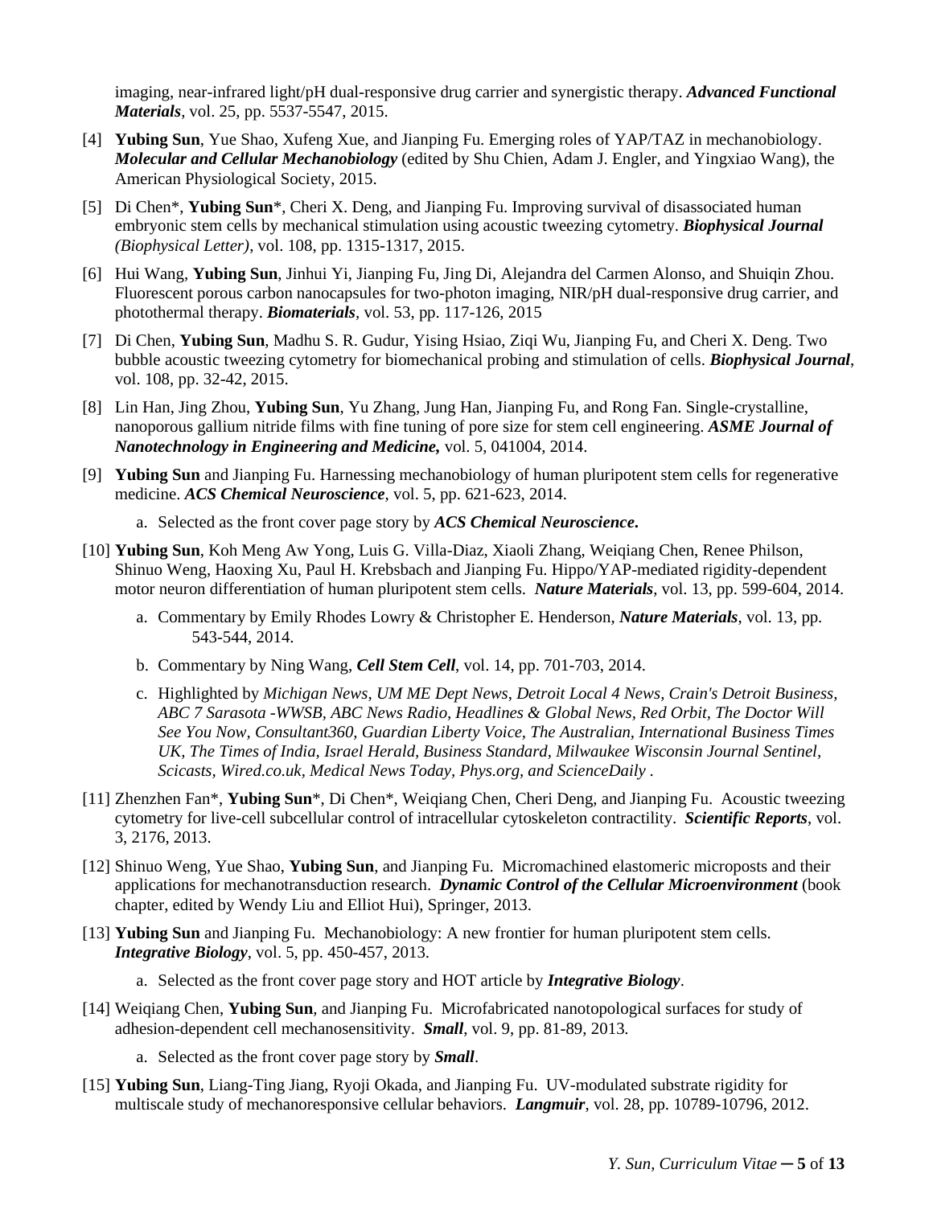imaging, near-infrared light/pH dual-responsive drug carrier and synergistic therapy. ***Advanced Functional Materials***, vol. 25, pp. 5537-5547, 2015.

[4] **Yubing Sun**, Yue Shao, Xufeng Xue, and Jianping Fu. Emerging roles of YAP/TAZ in mechanobiology. ***Molecular and Cellular Mechanobiology*** (edited by Shu Chien, Adam J. Engler, and Yingxiao Wang), the American Physiological Society, 2015.

[5] Di Chen*, **Yubing Sun***, Cheri X. Deng, and Jianping Fu. Improving survival of disassociated human embryonic stem cells by mechanical stimulation using acoustic tweezing cytometry. ***Biophysical Journal*** *(Biophysical Letter)*, vol. 108, pp. 1315-1317, 2015.

[6] Hui Wang, **Yubing Sun**, Jinhui Yi, Jianping Fu, Jing Di, Alejandra del Carmen Alonso, and Shuiqin Zhou. Fluorescent porous carbon nanocapsules for two-photon imaging, NIR/pH dual-responsive drug carrier, and photothermal therapy. ***Biomaterials***, vol. 53, pp. 117-126, 2015

[7] Di Chen, **Yubing Sun**, Madhu S. R. Gudur, Yising Hsiao, Ziqi Wu, Jianping Fu, and Cheri X. Deng. Two bubble acoustic tweezing cytometry for biomechanical probing and stimulation of cells. ***Biophysical Journal***, vol. 108, pp. 32-42, 2015.

[8] Lin Han, Jing Zhou, **Yubing Sun**, Yu Zhang, Jung Han, Jianping Fu, and Rong Fan. Single-crystalline, nanoporous gallium nitride films with fine tuning of pore size for stem cell engineering. ***ASME Journal of Nanotechnology in Engineering and Medicine,*** vol. 5, 041004, 2014.

[9] **Yubing Sun** and Jianping Fu. Harnessing mechanobiology of human pluripotent stem cells for regenerative medicine. ***ACS Chemical Neuroscience***, vol. 5, pp. 621-623, 2014.

   a. Selected as the front cover page story by ***ACS Chemical Neuroscience*.**

[10] **Yubing Sun**, Koh Meng Aw Yong, Luis G. Villa-Diaz, Xiaoli Zhang, Weiqiang Chen, Renee Philson, Shinuo Weng, Haoxing Xu, Paul H. Krebsbach and Jianping Fu. Hippo/YAP-mediated rigidity-dependent motor neuron differentiation of human pluripotent stem cells. ***Nature Materials***, vol. 13, pp. 599-604, 2014.

   a. Commentary by Emily Rhodes Lowry & Christopher E. Henderson, ***Nature Materials***, vol. 13, pp. 543-544, 2014.

   b. Commentary by Ning Wang, ***Cell Stem Cell***, vol. 14, pp. 701-703, 2014.

   c. Highlighted by *Michigan News*, *UM ME Dept News*, *Detroit Local 4 News*, *Crain's Detroit Business, ABC 7 Sarasota -WWSB, ABC News Radio, Headlines & Global News, Red Orbit, The Doctor Will See You Now, Consultant360, Guardian Liberty Voice, The Australian, International Business Times UK, The Times of India, Israel Herald, Business Standard, Milwaukee Wisconsin Journal Sentinel, Scicasts, Wired.co.uk, Medical News Today, Phys.org, and ScienceDaily* .

[11] Zhenzhen Fan*, **Yubing Sun***, Di Chen*, Weiqiang Chen, Cheri Deng, and Jianping Fu. Acoustic tweezing cytometry for live-cell subcellular control of intracellular cytoskeleton contractility. ***Scientific Reports***, vol. 3, 2176, 2013.

[12] Shinuo Weng, Yue Shao, **Yubing Sun**, and Jianping Fu. Micromachined elastomeric microposts and their applications for mechanotransduction research. ***Dynamic Control of the Cellular Microenvironment*** (book chapter, edited by Wendy Liu and Elliot Hui), Springer, 2013.

[13] **Yubing Sun** and Jianping Fu. Mechanobiology: A new frontier for human pluripotent stem cells. ***Integrative Biology***, vol. 5, pp. 450-457, 2013.

   a. Selected as the front cover page story and HOT article by ***Integrative Biology***.

[14] Weiqiang Chen, **Yubing Sun**, and Jianping Fu. Microfabricated nanotopological surfaces for study of adhesion-dependent cell mechanosensitivity. ***Small***, vol. 9, pp. 81-89, 2013.

   a. Selected as the front cover page story by ***Small***.

[15] **Yubing Sun**, Liang-Ting Jiang, Ryoji Okada, and Jianping Fu. UV-modulated substrate rigidity for multiscale study of mechanoresponsive cellular behaviors. ***Langmuir***, vol. 28, pp. 10789-10796, 2012.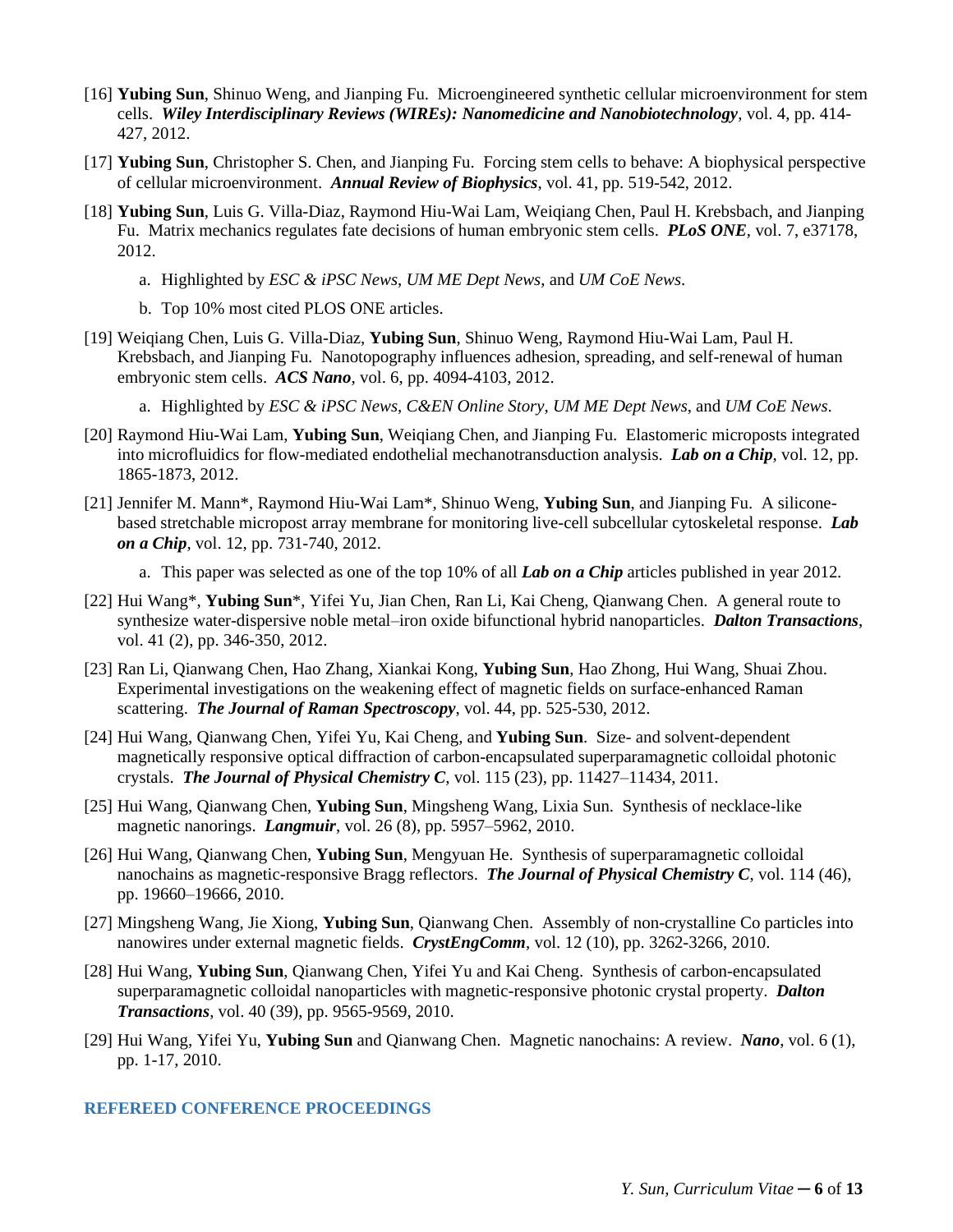[16] **Yubing Sun**, Shinuo Weng, and Jianping Fu. Microengineered synthetic cellular microenvironment for stem cells. ***Wiley Interdisciplinary Reviews (WIREs): Nanomedicine and Nanobiotechnology***, vol. 4, pp. 414-427, 2012.

[17] **Yubing Sun**, Christopher S. Chen, and Jianping Fu. Forcing stem cells to behave: A biophysical perspective of cellular microenvironment. ***Annual Review of Biophysics***, vol. 41, pp. 519-542, 2012.

[18] **Yubing Sun**, Luis G. Villa-Diaz, Raymond Hiu-Wai Lam, Weiqiang Chen, Paul H. Krebsbach, and Jianping Fu. Matrix mechanics regulates fate decisions of human embryonic stem cells. ***PLoS ONE***, vol. 7, e37178, 2012.

   a. Highlighted by *ESC & iPSC News*, *UM ME Dept News*, and *UM CoE News*.

   b. Top 10% most cited PLOS ONE articles.

[19] Weiqiang Chen, Luis G. Villa-Diaz, **Yubing Sun**, Shinuo Weng, Raymond Hiu-Wai Lam, Paul H. Krebsbach, and Jianping Fu. Nanotopography influences adhesion, spreading, and self-renewal of human embryonic stem cells. ***ACS Nano***, vol. 6, pp. 4094-4103, 2012.

   a. Highlighted by *ESC & iPSC News*, *C&EN Online Story*, *UM ME Dept News*, and *UM CoE News*.

[20] Raymond Hiu-Wai Lam, **Yubing Sun**, Weiqiang Chen, and Jianping Fu. Elastomeric microposts integrated into microfluidics for flow-mediated endothelial mechanotransduction analysis. ***Lab on a Chip***, vol. 12, pp. 1865-1873, 2012.

[21] Jennifer M. Mann*, Raymond Hiu-Wai Lam*, Shinuo Weng, **Yubing Sun**, and Jianping Fu. A silicone-based stretchable micropost array membrane for monitoring live-cell subcellular cytoskeletal response. ***Lab on a Chip***, vol. 12, pp. 731-740, 2012.

   a. This paper was selected as one of the top 10% of all ***Lab on a Chip*** articles published in year 2012.

[22] Hui Wang*, **Yubing Sun***, Yifei Yu, Jian Chen, Ran Li, Kai Cheng, Qianwang Chen. A general route to synthesize water-dispersive noble metal–iron oxide bifunctional hybrid nanoparticles. ***Dalton Transactions***, vol. 41 (2), pp. 346-350, 2012.

[23] Ran Li, Qianwang Chen, Hao Zhang, Xiankai Kong, **Yubing Sun**, Hao Zhong, Hui Wang, Shuai Zhou. Experimental investigations on the weakening effect of magnetic fields on surface-enhanced Raman scattering. ***The Journal of Raman Spectroscopy***, vol. 44, pp. 525-530, 2012.

[24] Hui Wang, Qianwang Chen, Yifei Yu, Kai Cheng, and **Yubing Sun**. Size- and solvent-dependent magnetically responsive optical diffraction of carbon-encapsulated superparamagnetic colloidal photonic crystals. ***The Journal of Physical Chemistry C***, vol. 115 (23), pp. 11427–11434, 2011.

[25] Hui Wang, Qianwang Chen, **Yubing Sun**, Mingsheng Wang, Lixia Sun. Synthesis of necklace-like magnetic nanorings. ***Langmuir***, vol. 26 (8), pp. 5957–5962, 2010.

[26] Hui Wang, Qianwang Chen, **Yubing Sun**, Mengyuan He. Synthesis of superparamagnetic colloidal nanochains as magnetic-responsive Bragg reflectors. ***The Journal of Physical Chemistry C***, vol. 114 (46), pp. 19660–19666, 2010.

[27] Mingsheng Wang, Jie Xiong, **Yubing Sun**, Qianwang Chen. Assembly of non-crystalline Co particles into nanowires under external magnetic fields. ***CrystEngComm***, vol. 12 (10), pp. 3262-3266, 2010.

[28] Hui Wang, **Yubing Sun**, Qianwang Chen, Yifei Yu and Kai Cheng. Synthesis of carbon-encapsulated superparamagnetic colloidal nanoparticles with magnetic-responsive photonic crystal property. ***Dalton Transactions***, vol. 40 (39), pp. 9565-9569, 2010.

[29] Hui Wang, Yifei Yu, **Yubing Sun** and Qianwang Chen. Magnetic nanochains: A review. ***Nano***, vol. 6 (1), pp. 1-17, 2010.

## REFEREED CONFERENCE PROCEEDINGS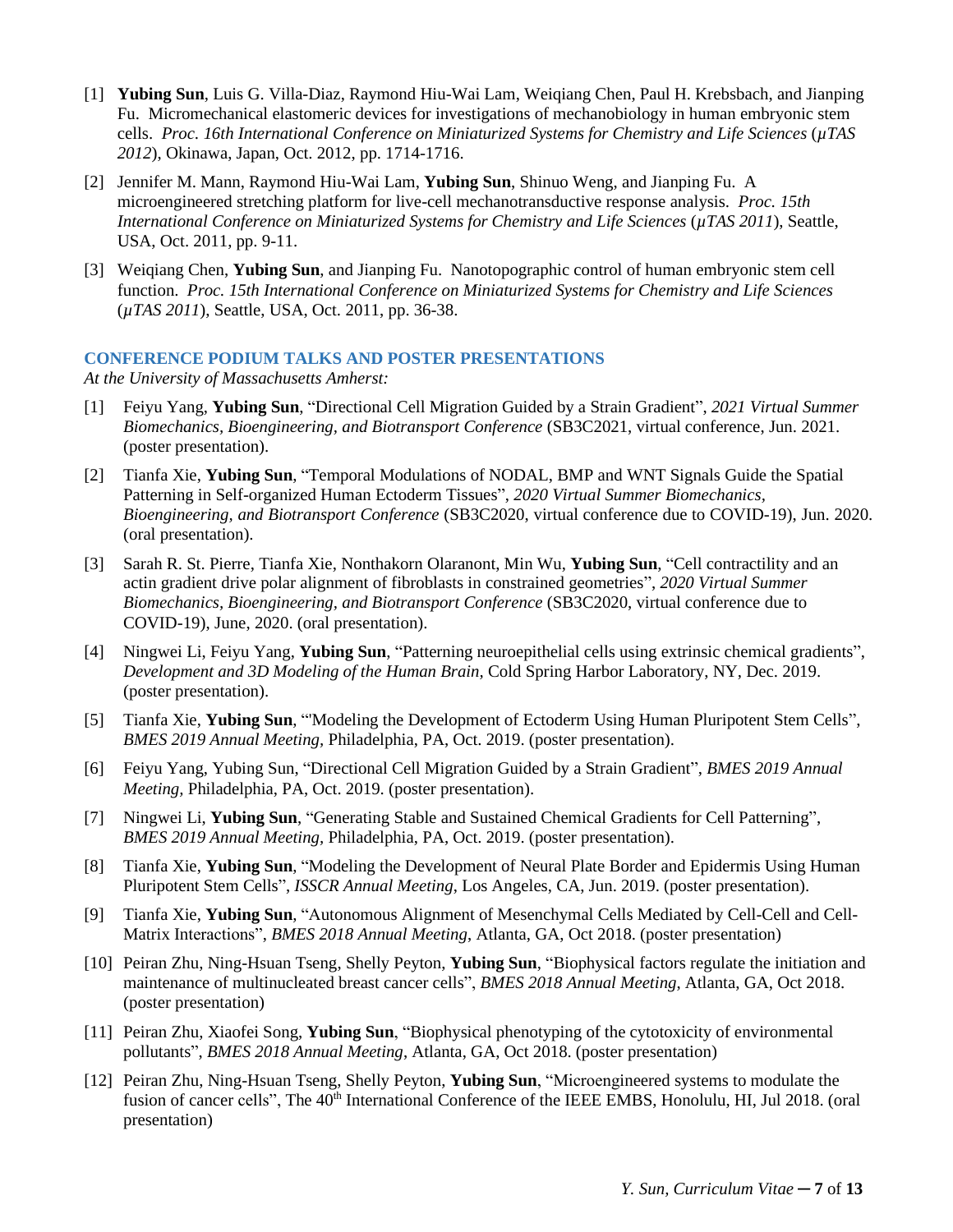[1] **Yubing Sun**, Luis G. Villa-Diaz, Raymond Hiu-Wai Lam, Weiqiang Chen, Paul H. Krebsbach, and Jianping Fu. Micromechanical elastomeric devices for investigations of mechanobiology in human embryonic stem cells. *Proc. 16th International Conference on Miniaturized Systems for Chemistry and Life Sciences* (*μTAS 2012*), Okinawa, Japan, Oct. 2012, pp. 1714-1716.

[2] Jennifer M. Mann, Raymond Hiu-Wai Lam, **Yubing Sun**, Shinuo Weng, and Jianping Fu. A microengineered stretching platform for live-cell mechanotransductive response analysis. *Proc. 15th International Conference on Miniaturized Systems for Chemistry and Life Sciences* (*μTAS 2011*), Seattle, USA, Oct. 2011, pp. 9-11.

[3] Weiqiang Chen, **Yubing Sun**, and Jianping Fu. Nanotopographic control of human embryonic stem cell function. *Proc. 15th International Conference on Miniaturized Systems for Chemistry and Life Sciences* (*μTAS 2011*), Seattle, USA, Oct. 2011, pp. 36-38.

## CONFERENCE PODIUM TALKS AND POSTER PRESENTATIONS

*At the University of Massachusetts Amherst:*

[1] Feiyu Yang, **Yubing Sun**, "Directional Cell Migration Guided by a Strain Gradient", *2021 Virtual Summer Biomechanics, Bioengineering, and Biotransport Conference* (SB3C2021, virtual conference, Jun. 2021. (poster presentation).

[2] Tianfa Xie, **Yubing Sun**, "Temporal Modulations of NODAL, BMP and WNT Signals Guide the Spatial Patterning in Self-organized Human Ectoderm Tissues", *2020 Virtual Summer Biomechanics, Bioengineering, and Biotransport Conference* (SB3C2020, virtual conference due to COVID-19), Jun. 2020. (oral presentation).

[3] Sarah R. St. Pierre, Tianfa Xie, Nonthakorn Olaranont, Min Wu, **Yubing Sun**, "Cell contractility and an actin gradient drive polar alignment of fibroblasts in constrained geometries", *2020 Virtual Summer Biomechanics, Bioengineering, and Biotransport Conference* (SB3C2020, virtual conference due to COVID-19), June, 2020. (oral presentation).

[4] Ningwei Li, Feiyu Yang, **Yubing Sun**, "Patterning neuroepithelial cells using extrinsic chemical gradients", *Development and 3D Modeling of the Human Brain*, Cold Spring Harbor Laboratory, NY, Dec. 2019. (poster presentation).

[5] Tianfa Xie, **Yubing Sun**, "'Modeling the Development of Ectoderm Using Human Pluripotent Stem Cells", *BMES 2019 Annual Meeting*, Philadelphia, PA, Oct. 2019. (poster presentation).

[6] Feiyu Yang, Yubing Sun, "Directional Cell Migration Guided by a Strain Gradient", *BMES 2019 Annual Meeting*, Philadelphia, PA, Oct. 2019. (poster presentation).

[7] Ningwei Li, **Yubing Sun**, "Generating Stable and Sustained Chemical Gradients for Cell Patterning", *BMES 2019 Annual Meeting*, Philadelphia, PA, Oct. 2019. (poster presentation).

[8] Tianfa Xie, **Yubing Sun**, "Modeling the Development of Neural Plate Border and Epidermis Using Human Pluripotent Stem Cells", *ISSCR Annual Meeting*, Los Angeles, CA, Jun. 2019. (poster presentation).

[9] Tianfa Xie, **Yubing Sun**, "Autonomous Alignment of Mesenchymal Cells Mediated by Cell-Cell and Cell-Matrix Interactions", *BMES 2018 Annual Meeting*, Atlanta, GA, Oct 2018. (poster presentation)

[10] Peiran Zhu, Ning-Hsuan Tseng, Shelly Peyton, **Yubing Sun**, "Biophysical factors regulate the initiation and maintenance of multinucleated breast cancer cells", *BMES 2018 Annual Meeting*, Atlanta, GA, Oct 2018. (poster presentation)

[11] Peiran Zhu, Xiaofei Song, **Yubing Sun**, "Biophysical phenotyping of the cytotoxicity of environmental pollutants", *BMES 2018 Annual Meeting*, Atlanta, GA, Oct 2018. (poster presentation)

[12] Peiran Zhu, Ning-Hsuan Tseng, Shelly Peyton, **Yubing Sun**, "Microengineered systems to modulate the fusion of cancer cells", The 40th International Conference of the IEEE EMBS, Honolulu, HI, Jul 2018. (oral presentation)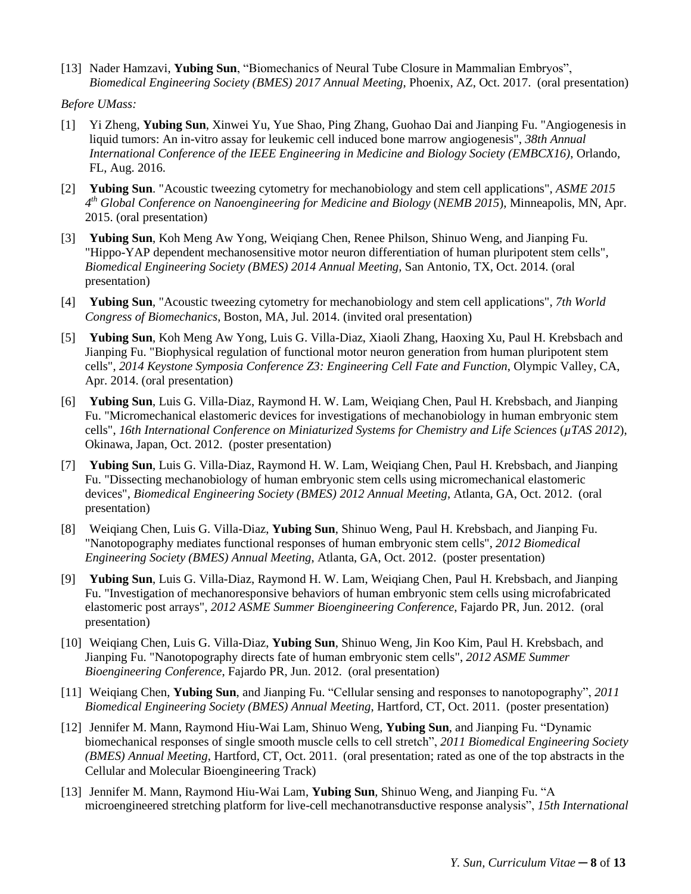[13] Nader Hamzavi, **Yubing Sun**, “Biomechanics of Neural Tube Closure in Mammalian Embryos”, *Biomedical Engineering Society (BMES) 2017 Annual Meeting*, Phoenix, AZ, Oct. 2017. (oral presentation)

*Before UMass:*

[1] Yi Zheng, **Yubing Sun**, Xinwei Yu, Yue Shao, Ping Zhang, Guohao Dai and Jianping Fu. "Angiogenesis in liquid tumors: An in-vitro assay for leukemic cell induced bone marrow angiogenesis", *38th Annual International Conference of the IEEE Engineering in Medicine and Biology Society (EMBCX16)*, Orlando, FL, Aug. 2016.

[2] **Yubing Sun**. "Acoustic tweezing cytometry for mechanobiology and stem cell applications", *ASME 2015 4th Global Conference on Nanoengineering for Medicine and Biology* (*NEMB 2015*), Minneapolis, MN, Apr. 2015. (oral presentation)

[3] **Yubing Sun**, Koh Meng Aw Yong, Weiqiang Chen, Renee Philson, Shinuo Weng, and Jianping Fu. "Hippo-YAP dependent mechanosensitive motor neuron differentiation of human pluripotent stem cells", *Biomedical Engineering Society (BMES) 2014 Annual Meeting,* San Antonio, TX, Oct. 2014. (oral presentation)

[4] **Yubing Sun**, "Acoustic tweezing cytometry for mechanobiology and stem cell applications", *7th World Congress of Biomechanics*, Boston, MA, Jul. 2014. (invited oral presentation)

[5] **Yubing Sun**, Koh Meng Aw Yong, Luis G. Villa-Diaz, Xiaoli Zhang, Haoxing Xu, Paul H. Krebsbach and Jianping Fu. "Biophysical regulation of functional motor neuron generation from human pluripotent stem cells", *2014 Keystone Symposia Conference Z3: Engineering Cell Fate and Function*, Olympic Valley, CA, Apr. 2014. (oral presentation)

[6] **Yubing Sun**, Luis G. Villa-Diaz, Raymond H. W. Lam, Weiqiang Chen, Paul H. Krebsbach, and Jianping Fu. "Micromechanical elastomeric devices for investigations of mechanobiology in human embryonic stem cells", *16th International Conference on Miniaturized Systems for Chemistry and Life Sciences* (*µTAS 2012*), Okinawa, Japan, Oct. 2012. (poster presentation)

[7] **Yubing Sun**, Luis G. Villa-Diaz, Raymond H. W. Lam, Weiqiang Chen, Paul H. Krebsbach, and Jianping Fu. "Dissecting mechanobiology of human embryonic stem cells using micromechanical elastomeric devices", *Biomedical Engineering Society (BMES) 2012 Annual Meeting*, Atlanta, GA, Oct. 2012. (oral presentation)

[8] Weiqiang Chen, Luis G. Villa-Diaz, **Yubing Sun**, Shinuo Weng, Paul H. Krebsbach, and Jianping Fu. "Nanotopography mediates functional responses of human embryonic stem cells", *2012 Biomedical Engineering Society (BMES) Annual Meeting*, Atlanta, GA, Oct. 2012. (poster presentation)

[9] **Yubing Sun**, Luis G. Villa-Diaz, Raymond H. W. Lam, Weiqiang Chen, Paul H. Krebsbach, and Jianping Fu. "Investigation of mechanoresponsive behaviors of human embryonic stem cells using microfabricated elastomeric post arrays", *2012 ASME Summer Bioengineering Conference,* Fajardo PR, Jun. 2012. (oral presentation)

[10] Weiqiang Chen, Luis G. Villa-Diaz, **Yubing Sun**, Shinuo Weng, Jin Koo Kim, Paul H. Krebsbach, and Jianping Fu. "Nanotopography directs fate of human embryonic stem cells", *2012 ASME Summer Bioengineering Conference*, Fajardo PR, Jun. 2012. (oral presentation)

[11] Weiqiang Chen, **Yubing Sun**, and Jianping Fu. “Cellular sensing and responses to nanotopography”, *2011 Biomedical Engineering Society (BMES) Annual Meeting*, Hartford, CT, Oct. 2011. (poster presentation)

[12] Jennifer M. Mann, Raymond Hiu-Wai Lam, Shinuo Weng, **Yubing Sun**, and Jianping Fu. “Dynamic biomechanical responses of single smooth muscle cells to cell stretch”, *2011 Biomedical Engineering Society (BMES) Annual Meeting*, Hartford, CT, Oct. 2011. (oral presentation; rated as one of the top abstracts in the Cellular and Molecular Bioengineering Track)

[13] Jennifer M. Mann, Raymond Hiu-Wai Lam, **Yubing Sun**, Shinuo Weng, and Jianping Fu. “A microengineered stretching platform for live-cell mechanotransductive response analysis”, *15th International*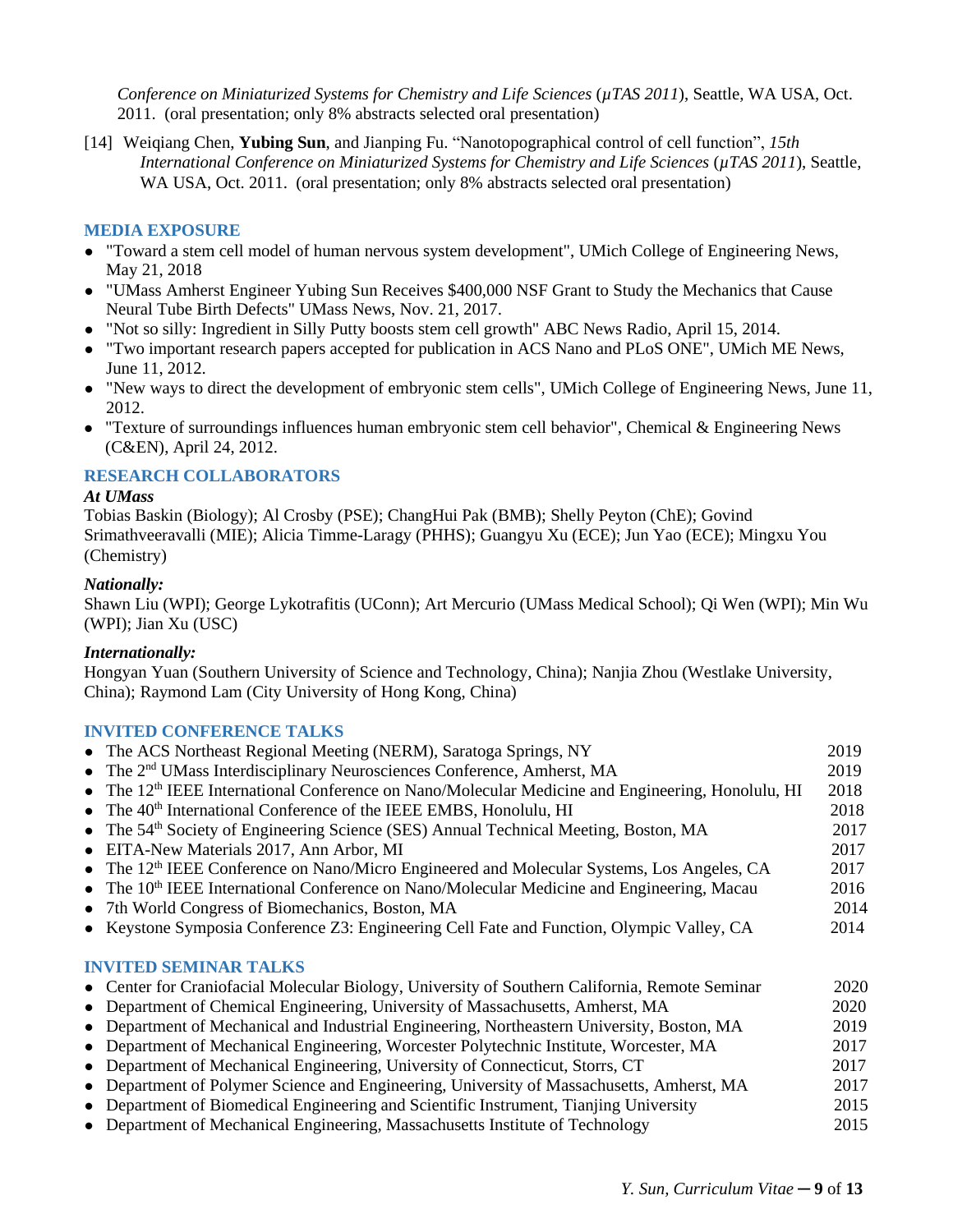*Conference on Miniaturized Systems for Chemistry and Life Sciences* (*μTAS 2011*), Seattle, WA USA, Oct. 2011. (oral presentation; only 8% abstracts selected oral presentation)

[14] Weiqiang Chen, **Yubing Sun**, and Jianping Fu. "Nanotopographical control of cell function", *15th International Conference on Miniaturized Systems for Chemistry and Life Sciences* (*μTAS 2011*), Seattle, WA USA, Oct. 2011. (oral presentation; only 8% abstracts selected oral presentation)

## MEDIA EXPOSURE

- "Toward a stem cell model of human nervous system development", UMich College of Engineering News, May 21, 2018
- "UMass Amherst Engineer Yubing Sun Receives $400,000 NSF Grant to Study the Mechanics that Cause Neural Tube Birth Defects" UMass News, Nov. 21, 2017.
- "Not so silly: Ingredient in Silly Putty boosts stem cell growth" ABC News Radio, April 15, 2014.
- "Two important research papers accepted for publication in ACS Nano and PLoS ONE", UMich ME News, June 11, 2012.
- "New ways to direct the development of embryonic stem cells", UMich College of Engineering News, June 11, 2012.
- "Texture of surroundings influences human embryonic stem cell behavior", Chemical & Engineering News (C&EN), April 24, 2012.

## RESEARCH COLLABORATORS

***At UMass***

Tobias Baskin (Biology); Al Crosby (PSE); ChangHui Pak (BMB); Shelly Peyton (ChE); Govind Srimathveeravalli (MIE); Alicia Timme-Laragy (PHHS); Guangyu Xu (ECE); Jun Yao (ECE); Mingxu You (Chemistry)

***Nationally:***

Shawn Liu (WPI); George Lykotrafitis (UConn); Art Mercurio (UMass Medical School); Qi Wen (WPI); Min Wu (WPI); Jian Xu (USC)

***Internationally:***

Hongyan Yuan (Southern University of Science and Technology, China); Nanjia Zhou (Westlake University, China); Raymond Lam (City University of Hong Kong, China)

## INVITED CONFERENCE TALKS

- The ACS Northeast Regional Meeting (NERM), Saratoga Springs, NY — 2019
- The 2nd UMass Interdisciplinary Neurosciences Conference, Amherst, MA — 2019
- The 12th IEEE International Conference on Nano/Molecular Medicine and Engineering, Honolulu, HI — 2018
- The 40th International Conference of the IEEE EMBS, Honolulu, HI — 2018
- The 54th Society of Engineering Science (SES) Annual Technical Meeting, Boston, MA — 2017
- EITA-New Materials 2017, Ann Arbor, MI — 2017
- The 12th IEEE Conference on Nano/Micro Engineered and Molecular Systems, Los Angeles, CA — 2017
- The 10th IEEE International Conference on Nano/Molecular Medicine and Engineering, Macau — 2016
- 7th World Congress of Biomechanics, Boston, MA — 2014
- Keystone Symposia Conference Z3: Engineering Cell Fate and Function, Olympic Valley, CA — 2014

## INVITED SEMINAR TALKS

- Center for Craniofacial Molecular Biology, University of Southern California, Remote Seminar — 2020
- Department of Chemical Engineering, University of Massachusetts, Amherst, MA — 2020
- Department of Mechanical and Industrial Engineering, Northeastern University, Boston, MA — 2019
- Department of Mechanical Engineering, Worcester Polytechnic Institute, Worcester, MA — 2017
- Department of Mechanical Engineering, University of Connecticut, Storrs, CT — 2017
- Department of Polymer Science and Engineering, University of Massachusetts, Amherst, MA — 2017
- Department of Biomedical Engineering and Scientific Instrument, Tianjing University — 2015
- Department of Mechanical Engineering, Massachusetts Institute of Technology — 2015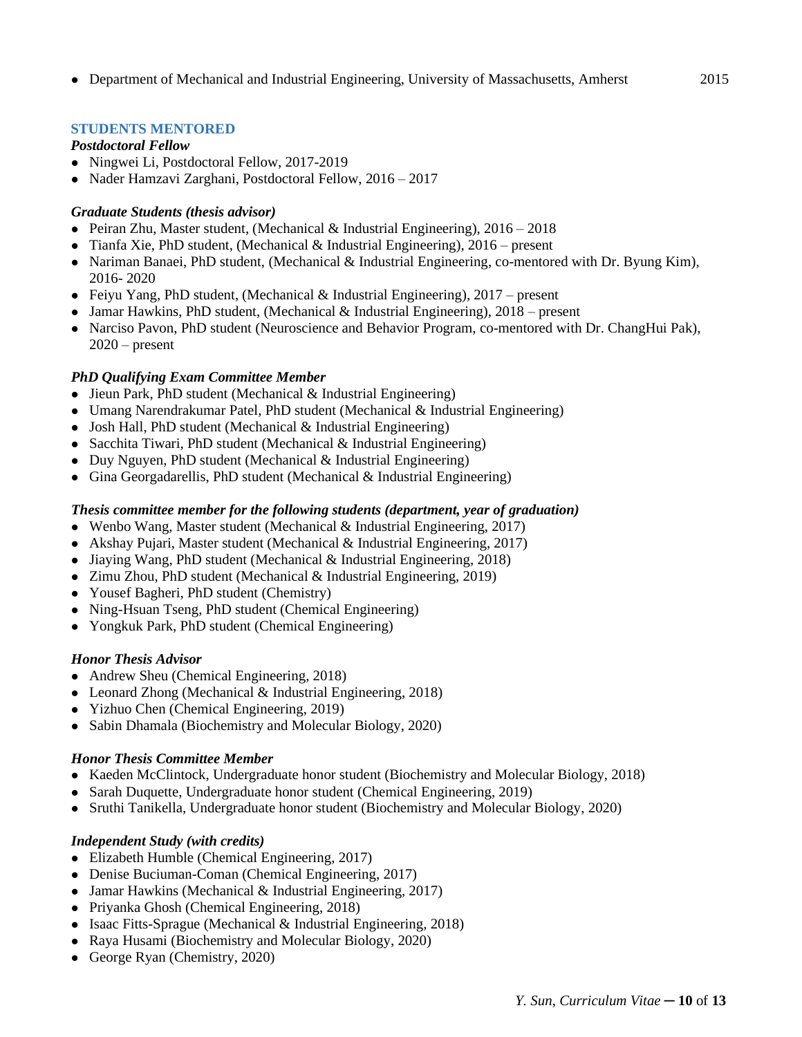- Department of Mechanical and Industrial Engineering, University of Massachusetts, Amherst 2015

## STUDENTS MENTORED

***Postdoctoral Fellow***

- Ningwei Li, Postdoctoral Fellow, 2017-2019
- Nader Hamzavi Zarghani, Postdoctoral Fellow, 2016 – 2017

***Graduate Students (thesis advisor)***

- Peiran Zhu, Master student, (Mechanical & Industrial Engineering), 2016 – 2018
- Tianfa Xie, PhD student, (Mechanical & Industrial Engineering), 2016 – present
- Nariman Banaei, PhD student, (Mechanical & Industrial Engineering, co-mentored with Dr. Byung Kim), 2016- 2020
- Feiyu Yang, PhD student, (Mechanical & Industrial Engineering), 2017 – present
- Jamar Hawkins, PhD student, (Mechanical & Industrial Engineering), 2018 – present
- Narciso Pavon, PhD student (Neuroscience and Behavior Program, co-mentored with Dr. ChangHui Pak), 2020 – present

***PhD Qualifying Exam Committee Member***

- Jieun Park, PhD student (Mechanical & Industrial Engineering)
- Umang Narendrakumar Patel, PhD student (Mechanical & Industrial Engineering)
- Josh Hall, PhD student (Mechanical & Industrial Engineering)
- Sacchita Tiwari, PhD student (Mechanical & Industrial Engineering)
- Duy Nguyen, PhD student (Mechanical & Industrial Engineering)
- Gina Georgadarellis, PhD student (Mechanical & Industrial Engineering)

***Thesis committee member for the following students (department, year of graduation)***

- Wenbo Wang, Master student (Mechanical & Industrial Engineering, 2017)
- Akshay Pujari, Master student (Mechanical & Industrial Engineering, 2017)
- Jiaying Wang, PhD student (Mechanical & Industrial Engineering, 2018)
- Zimu Zhou, PhD student (Mechanical & Industrial Engineering, 2019)
- Yousef Bagheri, PhD student (Chemistry)
- Ning-Hsuan Tseng, PhD student (Chemical Engineering)
- Yongkuk Park, PhD student (Chemical Engineering)

***Honor Thesis Advisor***

- Andrew Sheu (Chemical Engineering, 2018)
- Leonard Zhong (Mechanical & Industrial Engineering, 2018)
- Yizhuo Chen (Chemical Engineering, 2019)
- Sabin Dhamala (Biochemistry and Molecular Biology, 2020)

***Honor Thesis Committee Member***

- Kaeden McClintock, Undergraduate honor student (Biochemistry and Molecular Biology, 2018)
- Sarah Duquette, Undergraduate honor student (Chemical Engineering, 2019)
- Sruthi Tanikella, Undergraduate honor student (Biochemistry and Molecular Biology, 2020)

***Independent Study (with credits)***

- Elizabeth Humble (Chemical Engineering, 2017)
- Denise Buciuman-Coman (Chemical Engineering, 2017)
- Jamar Hawkins (Mechanical & Industrial Engineering, 2017)
- Priyanka Ghosh (Chemical Engineering, 2018)
- Isaac Fitts-Sprague (Mechanical & Industrial Engineering, 2018)
- Raya Husami (Biochemistry and Molecular Biology, 2020)
- George Ryan (Chemistry, 2020)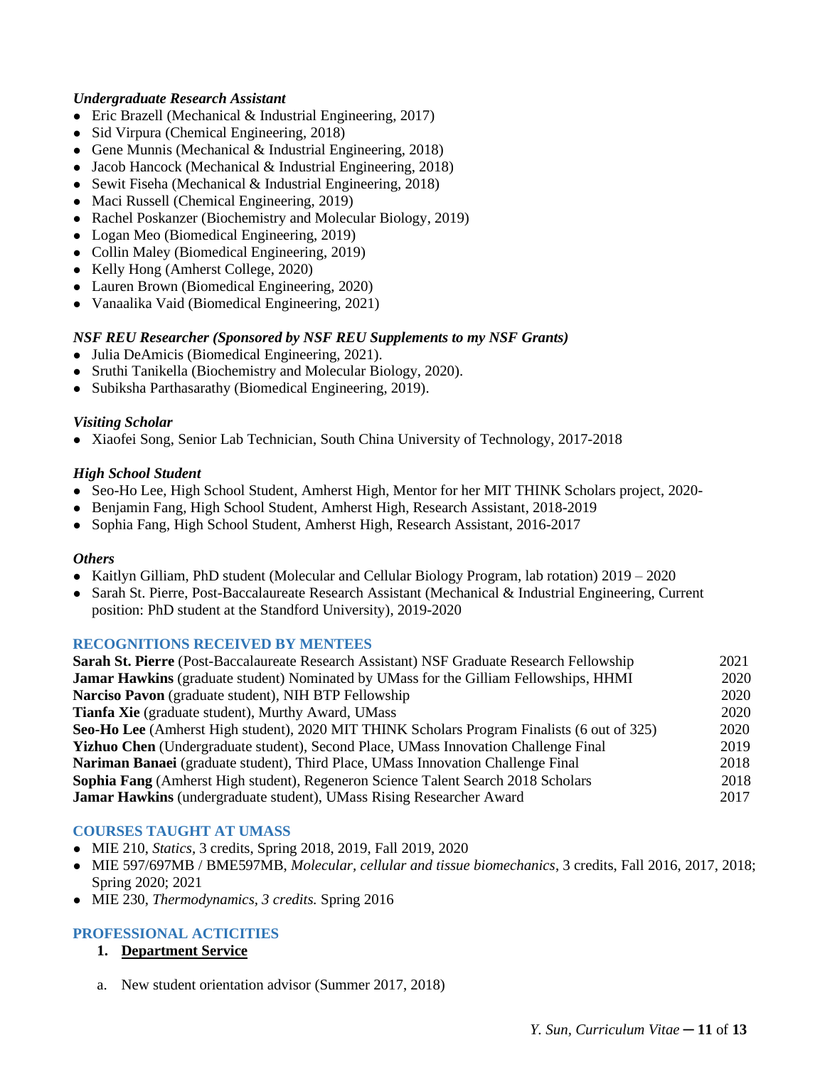*Undergraduate Research Assistant*

- Eric Brazell (Mechanical & Industrial Engineering, 2017)
- Sid Virpura (Chemical Engineering, 2018)
- Gene Munnis (Mechanical & Industrial Engineering, 2018)
- Jacob Hancock (Mechanical & Industrial Engineering, 2018)
- Sewit Fiseha (Mechanical & Industrial Engineering, 2018)
- Maci Russell (Chemical Engineering, 2019)
- Rachel Poskanzer (Biochemistry and Molecular Biology, 2019)
- Logan Meo (Biomedical Engineering, 2019)
- Collin Maley (Biomedical Engineering, 2019)
- Kelly Hong (Amherst College, 2020)
- Lauren Brown (Biomedical Engineering, 2020)
- Vanaalika Vaid (Biomedical Engineering, 2021)

*NSF REU Researcher (Sponsored by NSF REU Supplements to my NSF Grants)*

- Julia DeAmicis (Biomedical Engineering, 2021).
- Sruthi Tanikella (Biochemistry and Molecular Biology, 2020).
- Subiksha Parthasarathy (Biomedical Engineering, 2019).

*Visiting Scholar*

- Xiaofei Song, Senior Lab Technician, South China University of Technology, 2017-2018

*High School Student*

- Seo-Ho Lee, High School Student, Amherst High, Mentor for her MIT THINK Scholars project, 2020-
- Benjamin Fang, High School Student, Amherst High, Research Assistant, 2018-2019
- Sophia Fang, High School Student, Amherst High, Research Assistant, 2016-2017

*Others*

- Kaitlyn Gilliam, PhD student (Molecular and Cellular Biology Program, lab rotation) 2019 – 2020
- Sarah St. Pierre, Post-Baccalaureate Research Assistant (Mechanical & Industrial Engineering, Current position: PhD student at the Standford University), 2019-2020

## RECOGNITIONS RECEIVED BY MENTEES

| | |
|---|---|
| **Sarah St. Pierre** (Post-Baccalaureate Research Assistant) NSF Graduate Research Fellowship | 2021 |
| **Jamar Hawkins** (graduate student) Nominated by UMass for the Gilliam Fellowships, HHMI | 2020 |
| **Narciso Pavon** (graduate student), NIH BTP Fellowship | 2020 |
| **Tianfa Xie** (graduate student), Murthy Award, UMass | 2020 |
| **Seo-Ho Lee** (Amherst High student), 2020 MIT THINK Scholars Program Finalists (6 out of 325) | 2020 |
| **Yizhuo Chen** (Undergraduate student), Second Place, UMass Innovation Challenge Final | 2019 |
| **Nariman Banaei** (graduate student), Third Place, UMass Innovation Challenge Final | 2018 |
| **Sophia Fang** (Amherst High student), Regeneron Science Talent Search 2018 Scholars | 2018 |
| **Jamar Hawkins** (undergraduate student), UMass Rising Researcher Award | 2017 |

## COURSES TAUGHT AT UMASS

- MIE 210, *Statics,* 3 credits, Spring 2018, 2019, Fall 2019, 2020
- MIE 597/697MB / BME597MB, *Molecular, cellular and tissue biomechanics*, 3 credits, Fall 2016, 2017, 2018; Spring 2020; 2021
- MIE 230, *Thermodynamics, 3 credits.* Spring 2016

## PROFESSIONAL ACTICITIES

1. **Department Service**

a. New student orientation advisor (Summer 2017, 2018)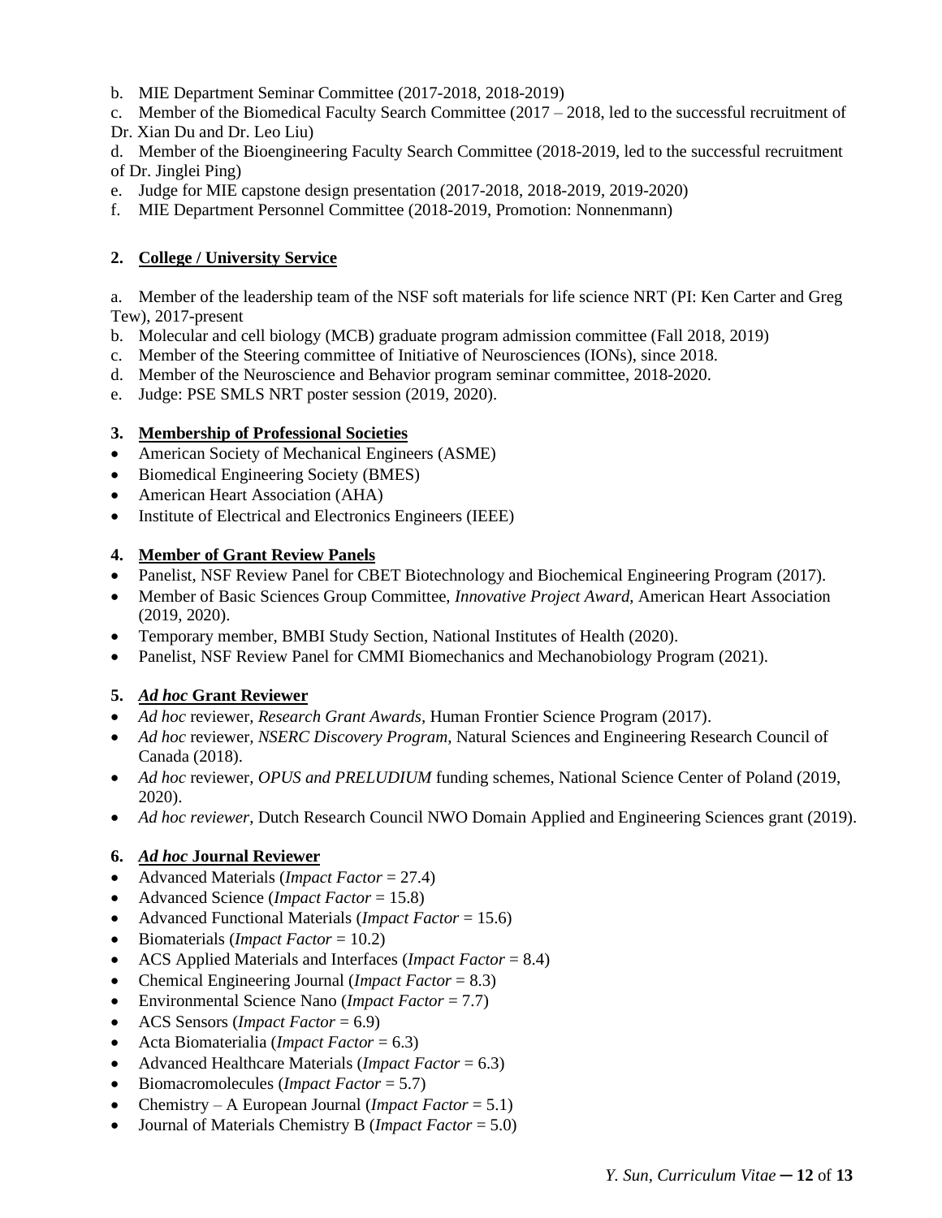b. MIE Department Seminar Committee (2017-2018, 2018-2019)

c. Member of the Biomedical Faculty Search Committee (2017 – 2018, led to the successful recruitment of Dr. Xian Du and Dr. Leo Liu)

d. Member of the Bioengineering Faculty Search Committee (2018-2019, led to the successful recruitment of Dr. Jinglei Ping)

e. Judge for MIE capstone design presentation (2017-2018, 2018-2019, 2019-2020)

f. MIE Department Personnel Committee (2018-2019, Promotion: Nonnenmann)

### 2. College / University Service

a. Member of the leadership team of the NSF soft materials for life science NRT (PI: Ken Carter and Greg Tew), 2017-present

b. Molecular and cell biology (MCB) graduate program admission committee (Fall 2018, 2019)

c. Member of the Steering committee of Initiative of Neurosciences (IONs), since 2018.

d. Member of the Neuroscience and Behavior program seminar committee, 2018-2020.

e. Judge: PSE SMLS NRT poster session (2019, 2020).

### 3. Membership of Professional Societies

- American Society of Mechanical Engineers (ASME)
- Biomedical Engineering Society (BMES)
- American Heart Association (AHA)
- Institute of Electrical and Electronics Engineers (IEEE)

### 4. Member of Grant Review Panels

- Panelist, NSF Review Panel for CBET Biotechnology and Biochemical Engineering Program (2017).
- Member of Basic Sciences Group Committee, *Innovative Project Award*, American Heart Association (2019, 2020).
- Temporary member, BMBI Study Section, National Institutes of Health (2020).
- Panelist, NSF Review Panel for CMMI Biomechanics and Mechanobiology Program (2021).

### 5. *Ad hoc* Grant Reviewer

- *Ad hoc* reviewer, *Research Grant Awards*, Human Frontier Science Program (2017).
- *Ad hoc* reviewer, *NSERC Discovery Program*, Natural Sciences and Engineering Research Council of Canada (2018).
- *Ad hoc* reviewer, *OPUS and PRELUDIUM* funding schemes, National Science Center of Poland (2019, 2020).
- *Ad hoc reviewer*, Dutch Research Council NWO Domain Applied and Engineering Sciences grant (2019).

### 6. *Ad hoc* Journal Reviewer

- Advanced Materials (*Impact Factor* = 27.4)
- Advanced Science (*Impact Factor* = 15.8)
- Advanced Functional Materials (*Impact Factor* = 15.6)
- Biomaterials (*Impact Factor* = 10.2)
- ACS Applied Materials and Interfaces (*Impact Factor* = 8.4)
- Chemical Engineering Journal (*Impact Factor* = 8.3)
- Environmental Science Nano (*Impact Factor* = 7.7)
- ACS Sensors (*Impact Factor* = 6.9)
- Acta Biomaterialia (*Impact Factor* = 6.3)
- Advanced Healthcare Materials (*Impact Factor* = 6.3)
- Biomacromolecules (*Impact Factor* = 5.7)
- Chemistry – A European Journal (*Impact Factor* = 5.1)
- Journal of Materials Chemistry B (*Impact Factor* = 5.0)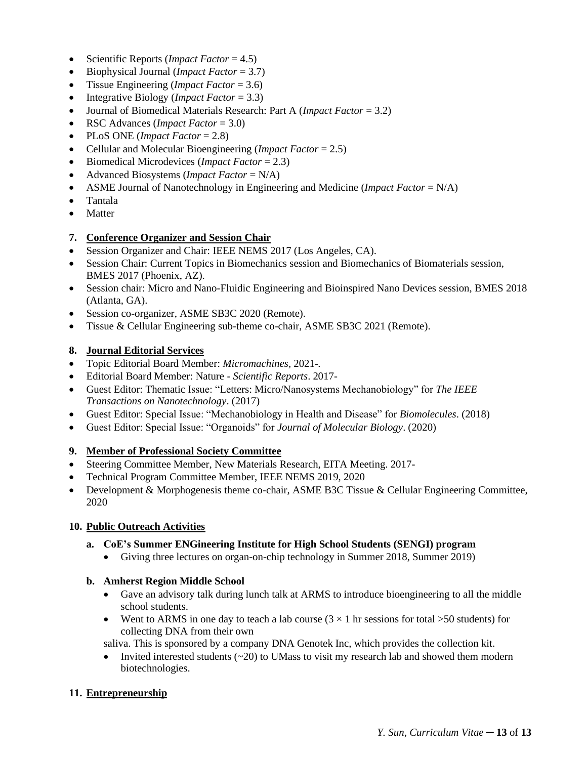- Scientific Reports (*Impact Factor* = 4.5)
- Biophysical Journal (*Impact Factor* = 3.7)
- Tissue Engineering (*Impact Factor* = 3.6)
- Integrative Biology (*Impact Factor* = 3.3)
- Journal of Biomedical Materials Research: Part A (*Impact Factor* = 3.2)
- RSC Advances (*Impact Factor* = 3.0)
- PLoS ONE (*Impact Factor* = 2.8)
- Cellular and Molecular Bioengineering (*Impact Factor* = 2.5)
- Biomedical Microdevices (*Impact Factor* = 2.3)
- Advanced Biosystems (*Impact Factor* = N/A)
- ASME Journal of Nanotechnology in Engineering and Medicine (*Impact Factor* = N/A)
- Tantala
- Matter

### 7. Conference Organizer and Session Chair

- Session Organizer and Chair: IEEE NEMS 2017 (Los Angeles, CA).
- Session Chair: Current Topics in Biomechanics session and Biomechanics of Biomaterials session, BMES 2017 (Phoenix, AZ).
- Session chair: Micro and Nano-Fluidic Engineering and Bioinspired Nano Devices session, BMES 2018 (Atlanta, GA).
- Session co-organizer, ASME SB3C 2020 (Remote).
- Tissue & Cellular Engineering sub-theme co-chair, ASME SB3C 2021 (Remote).

### 8. Journal Editorial Services

- Topic Editorial Board Member: *Micromachines*, 2021-.
- Editorial Board Member: Nature - *Scientific Reports*. 2017-
- Guest Editor: Thematic Issue: "Letters: Micro/Nanosystems Mechanobiology" for *The IEEE Transactions on Nanotechnology*. (2017)
- Guest Editor: Special Issue: "Mechanobiology in Health and Disease" for *Biomolecules*. (2018)
- Guest Editor: Special Issue: "Organoids" for *Journal of Molecular Biology*. (2020)

### 9. Member of Professional Society Committee

- Steering Committee Member, New Materials Research, EITA Meeting. 2017-
- Technical Program Committee Member, IEEE NEMS 2019, 2020
- Development & Morphogenesis theme co-chair, ASME B3C Tissue & Cellular Engineering Committee, 2020

### 10. Public Outreach Activities

#### a. CoE's Summer ENGineering Institute for High School Students (SENGI) program

- Giving three lectures on organ-on-chip technology in Summer 2018, Summer 2019)

#### b. Amherst Region Middle School

- Gave an advisory talk during lunch talk at ARMS to introduce bioengineering to all the middle school students.
- Went to ARMS in one day to teach a lab course ($3 \times 1$ hr sessions for total >50 students) for collecting DNA from their own

saliva. This is sponsored by a company DNA Genotek Inc, which provides the collection kit.

- Invited interested students (~20) to UMass to visit my research lab and showed them modern biotechnologies.

### 11. Entrepreneurship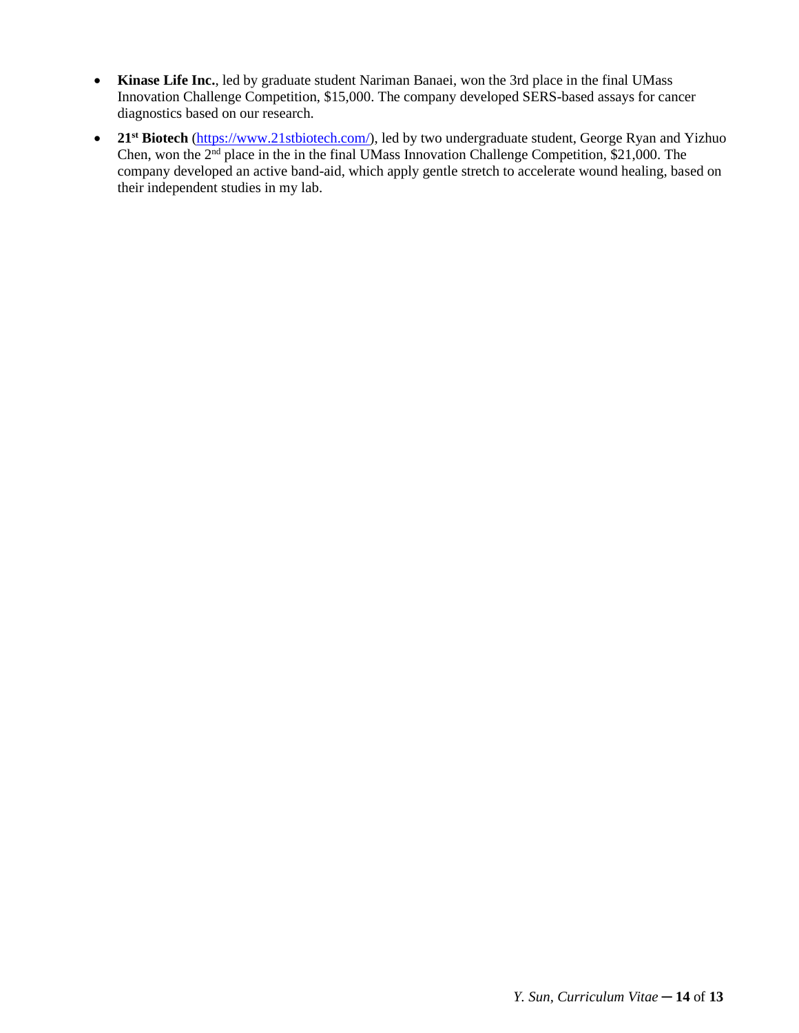- **Kinase Life Inc.**, led by graduate student Nariman Banaei, won the 3rd place in the final UMass Innovation Challenge Competition, $15,000. The company developed SERS-based assays for cancer diagnostics based on our research.
- **21st Biotech** ([https://www.21stbiotech.com/](https://www.21stbiotech.com/)), led by two undergraduate student, George Ryan and Yizhuo Chen, won the 2nd place in the in the final UMass Innovation Challenge Competition, $21,000. The company developed an active band-aid, which apply gentle stretch to accelerate wound healing, based on their independent studies in my lab.